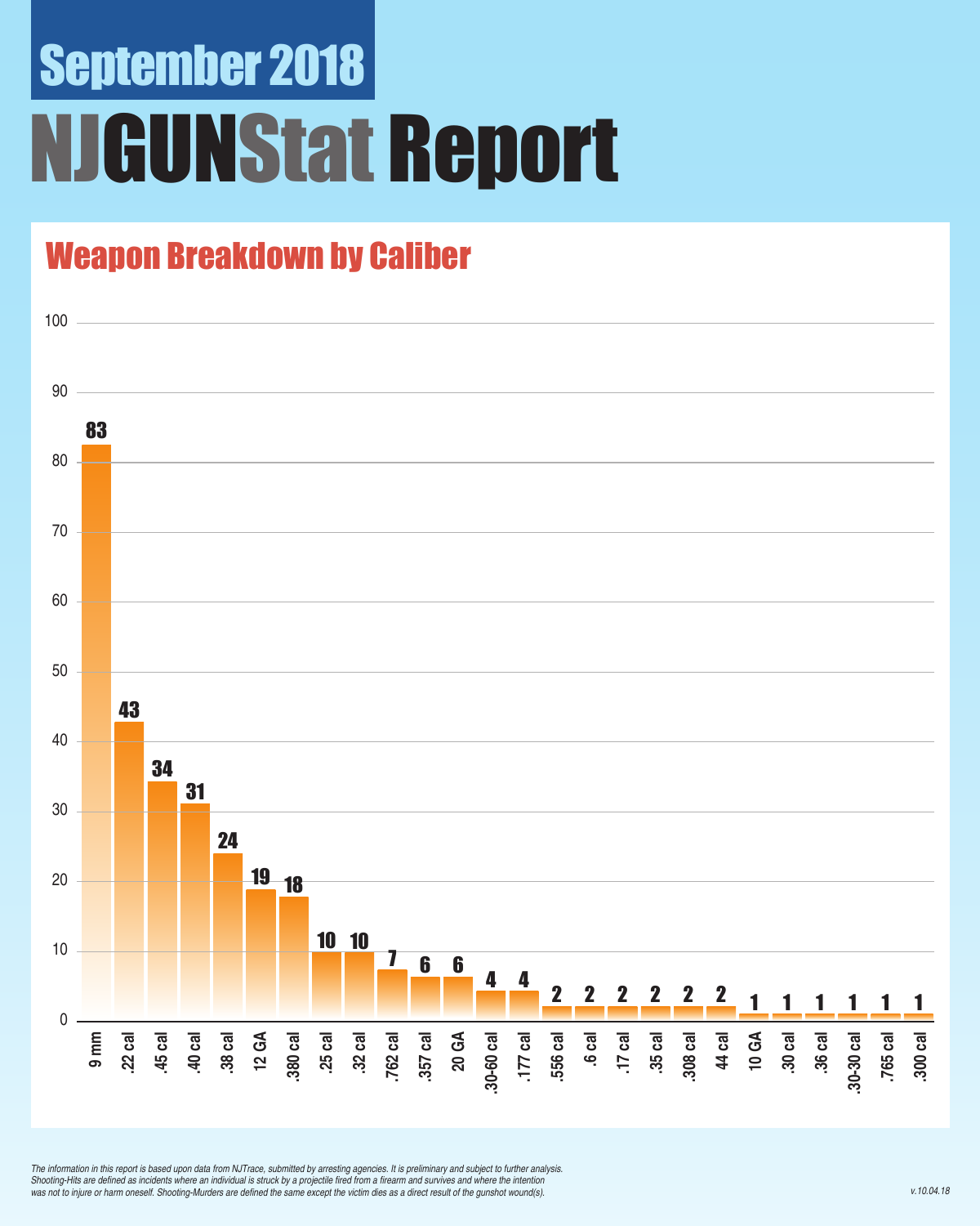# September 2018

# NJGUNStat Report

## Weapon Breakdown by Caliber

| Caliber | Count |
|---|---|
| 9 mm | 83 |
| .22 cal | 43 |
| .45 cal | 34 |
| .40 cal | 31 |
| .38 cal | 24 |
| 12 GA | 19 |
| .380 cal | 18 |
| .25 cal | 10 |
| .32 cal | 10 |
| .762 cal | 7 |
| .357 cal | 6 |
| 20 GA | 6 |
| .30-60 cal | 4 |
| .177 cal | 4 |
| .556 cal | 2 |
| .6 cal | 2 |
| .17 cal | 2 |
| .35 cal | 2 |
| .308 cal | 2 |
| 44 cal | 2 |
| 10 GA | 1 |
| .30 cal | 1 |
| .36 cal | 1 |
| .30-30 cal | 1 |
| .765 cal | 1 |
| .300 cal | 1 |

*The information in this report is based upon data from NJTrace, submitted by arresting agencies. It is preliminary and subject to further analysis. Shooting-Hits are defined as incidents where an individual is struck by a projectile fired from a firearm and survives and where the intention was not to injure or harm oneself. Shooting-Murders are defined the same except the victim dies as a direct result of the gunshot wound(s).*

*v.10.04.18*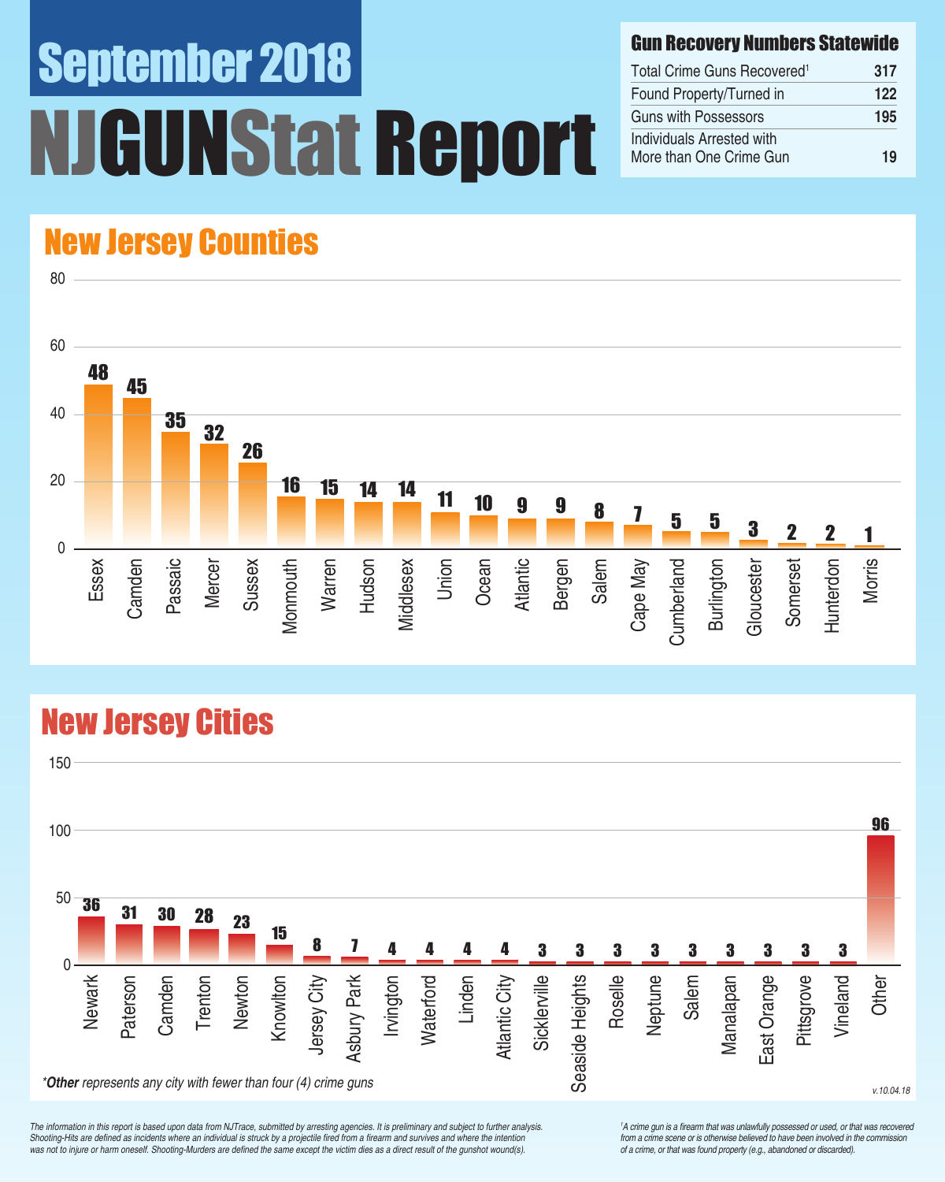# September 2018

# NJGUNStat Report

## Gun Recovery Numbers Statewide

| Gun Recovery Numbers Statewide | |
|---|---|
| Total Crime Guns Recovered[1] | 317 |
| Found Property/Turned in | 122 |
| Guns with Possessors | 195 |
| Individuals Arrested with More than One Crime Gun | 19 |

## New Jersey Counties

| County | Crime Guns |
|---|---|
| Essex | 48 |
| Camden | 45 |
| Passaic | 35 |
| Mercer | 32 |
| Sussex | 26 |
| Monmouth | 16 |
| Warren | 15 |
| Hudson | 14 |
| Middlesex | 14 |
| Union | 11 |
| Ocean | 10 |
| Atlantic | 9 |
| Bergen | 9 |
| Salem | 8 |
| Cape May | 7 |
| Cumberland | 5 |
| Burlington | 5 |
| Gloucester | 3 |
| Somerset | 2 |
| Hunterdon | 2 |
| Morris | 1 |

## New Jersey Cities

| City | Crime Guns |
|---|---|
| Newark | 36 |
| Paterson | 31 |
| Camden | 30 |
| Trenton | 28 |
| Newton | 23 |
| Knowlton | 15 |
| Jersey City | 8 |
| Asbury Park | 7 |
| Irvington | 4 |
| Waterford | 4 |
| Linden | 4 |
| Atlantic City | 4 |
| Sicklerville | 3 |
| Seaside Heights | 3 |
| Roselle | 3 |
| Neptune | 3 |
| Salem | 3 |
| Manalapan | 3 |
| East Orange | 3 |
| Pittsgrove | 3 |
| Vineland | 3 |
| Other | 96 |

*​**Other** represents any city with fewer than four (4) crime guns*

*v.10.04.18*

*The information in this report is based upon data from NJTrace, submitted by arresting agencies. It is preliminary and subject to further analysis. Shooting-Hits are defined as incidents where an individual is struck by a projectile fired from a firearm and survives and where the intention was not to injure or harm oneself. Shooting-Murders are defined the same except the victim dies as a direct result of the gunshot wound(s).*

*[1] A crime gun is a firearm that was unlawfully possessed or used, or that was recovered from a crime scene or is otherwise believed to have been involved in the commission of a crime, or that was found property (e.g., abandoned or discarded).*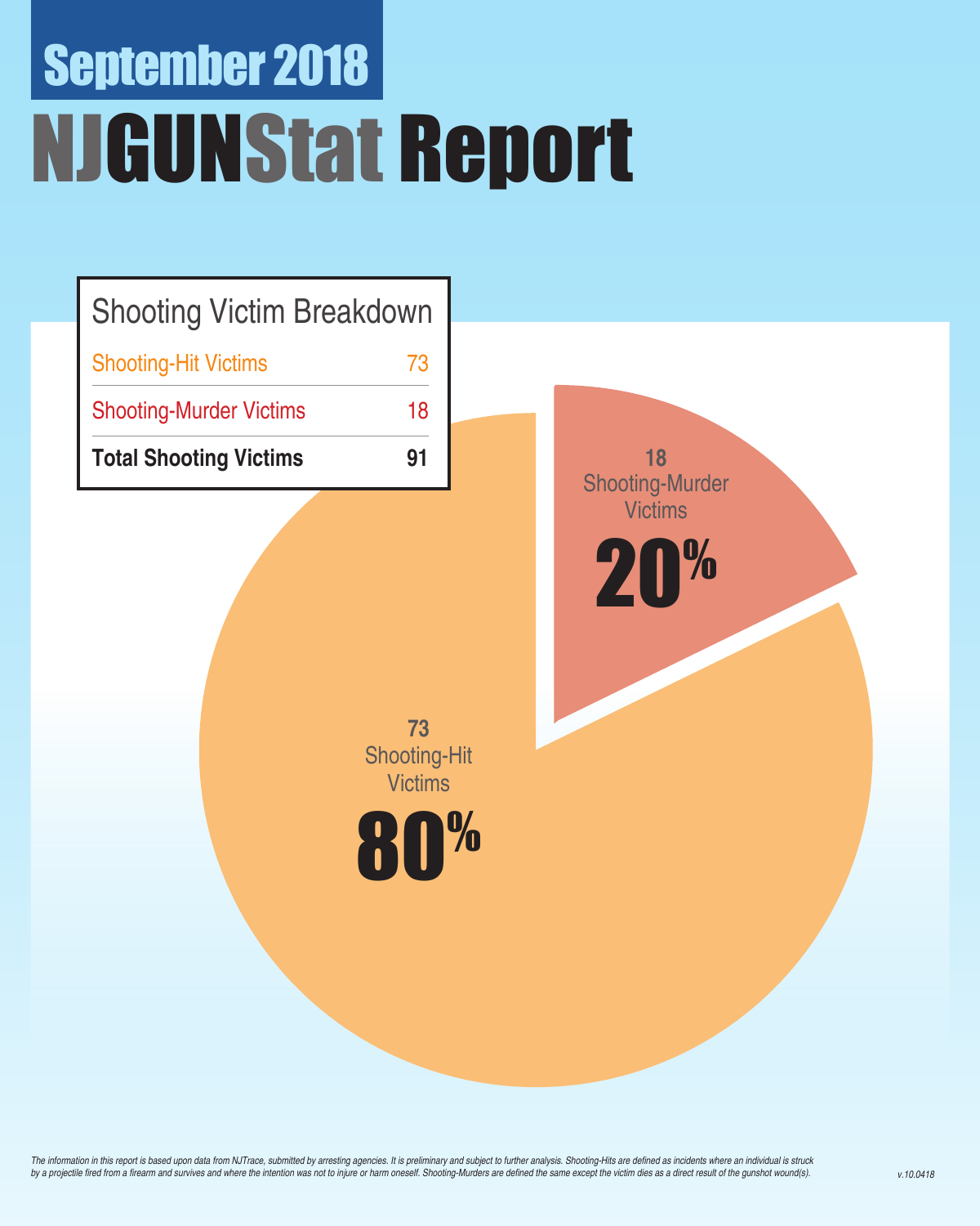# September 2018

# NJGUNStat Report

## Shooting Victim Breakdown

| | |
|---|---|
| Shooting-Hit Victims | 73 |
| Shooting-Murder Victims | 18 |
| **Total Shooting Victims** | **91** |

18
Shooting-Murder Victims
20%

73
Shooting-Hit Victims
80%

*The information in this report is based upon data from NJTrace, submitted by arresting agencies. It is preliminary and subject to further analysis. Shooting-Hits are defined as incidents where an individual is struck by a projectile fired from a firearm and survives and where the intention was not to injure or harm oneself. Shooting-Murders are defined the same except the victim dies as a direct result of the gunshot wound(s).*

*v.10.0418*